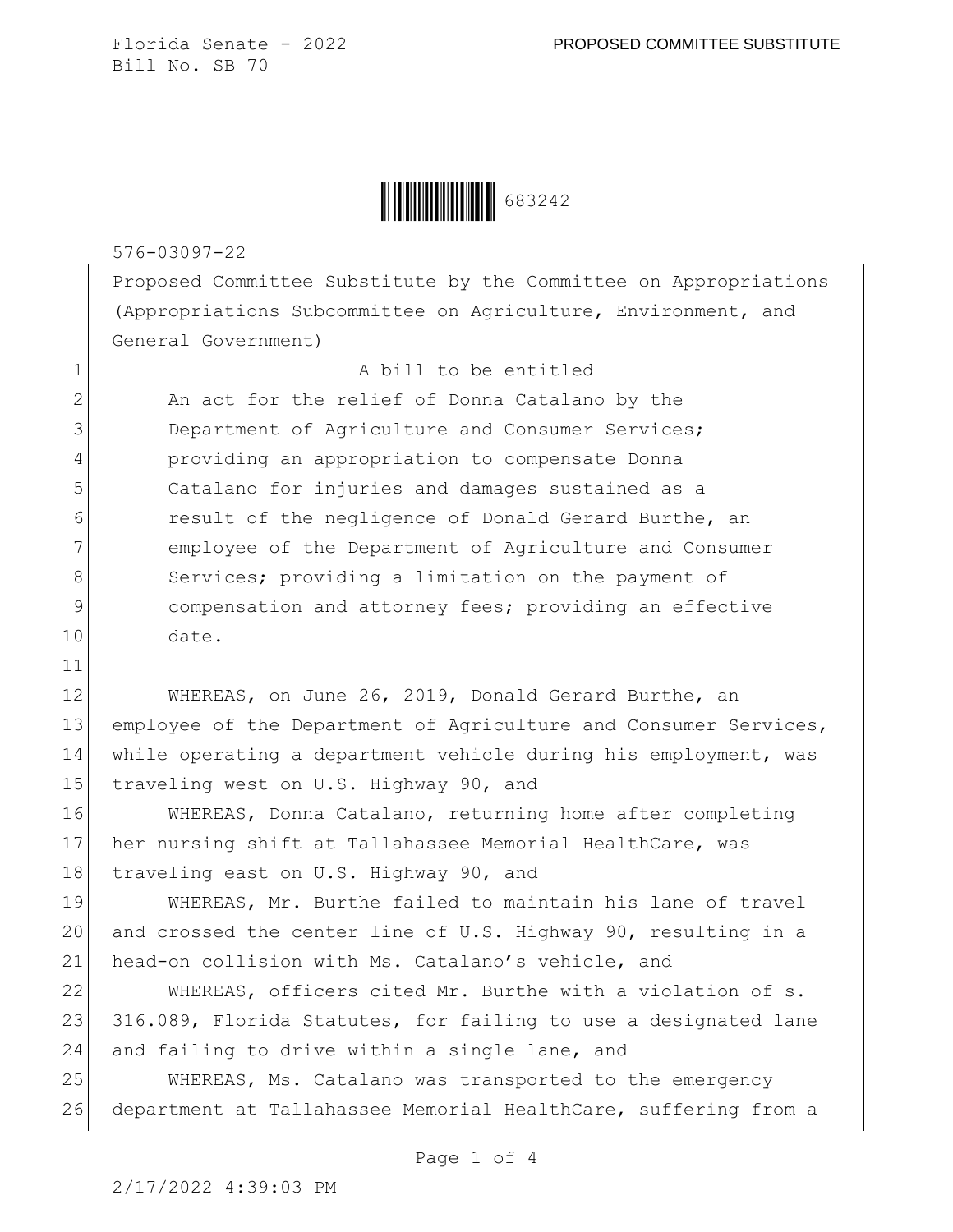Florida Senate - 2022 PROPOSED COMMITTEE SUBSTITUTE
Bill No. SB 70

683242

576-03097-22

Proposed Committee Substitute by the Committee on Appropriations (Appropriations Subcommittee on Agriculture, Environment, and General Government)

A bill to be entitled

An act for the relief of Donna Catalano by the Department of Agriculture and Consumer Services; providing an appropriation to compensate Donna Catalano for injuries and damages sustained as a result of the negligence of Donald Gerard Burthe, an employee of the Department of Agriculture and Consumer Services; providing a limitation on the payment of compensation and attorney fees; providing an effective date.

WHEREAS, on June 26, 2019, Donald Gerard Burthe, an employee of the Department of Agriculture and Consumer Services, while operating a department vehicle during his employment, was traveling west on U.S. Highway 90, and

WHEREAS, Donna Catalano, returning home after completing her nursing shift at Tallahassee Memorial HealthCare, was traveling east on U.S. Highway 90, and

WHEREAS, Mr. Burthe failed to maintain his lane of travel and crossed the center line of U.S. Highway 90, resulting in a head-on collision with Ms. Catalano's vehicle, and

WHEREAS, officers cited Mr. Burthe with a violation of s. 316.089, Florida Statutes, for failing to use a designated lane and failing to drive within a single lane, and

WHEREAS, Ms. Catalano was transported to the emergency department at Tallahassee Memorial HealthCare, suffering from a

2/17/2022 4:39:03 PM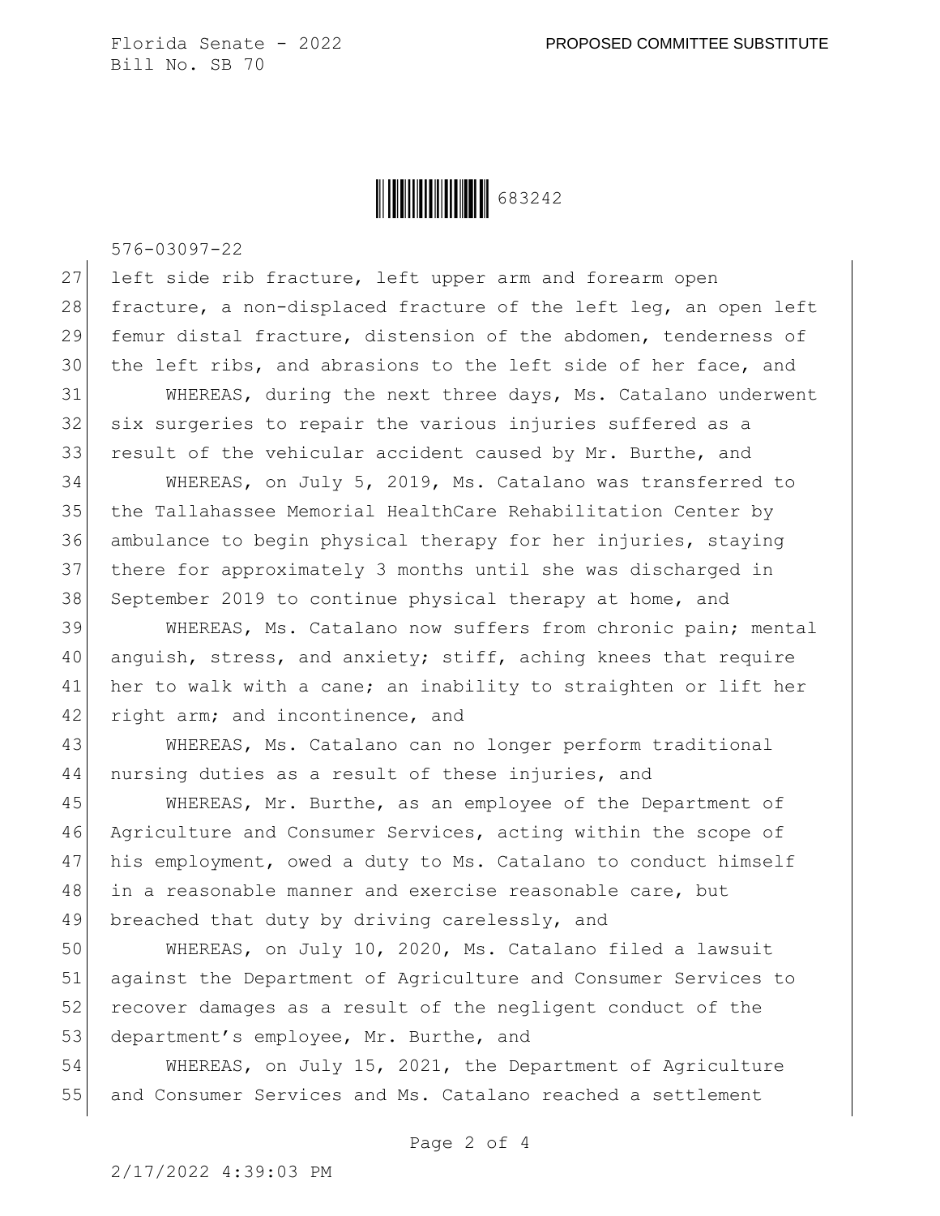left side rib fracture, left upper arm and forearm open fracture, a non-displaced fracture of the left leg, an open left femur distal fracture, distension of the abdomen, tenderness of the left ribs, and abrasions to the left side of her face, and

WHEREAS, during the next three days, Ms. Catalano underwent six surgeries to repair the various injuries suffered as a result of the vehicular accident caused by Mr. Burthe, and

WHEREAS, on July 5, 2019, Ms. Catalano was transferred to the Tallahassee Memorial HealthCare Rehabilitation Center by ambulance to begin physical therapy for her injuries, staying there for approximately 3 months until she was discharged in September 2019 to continue physical therapy at home, and

WHEREAS, Ms. Catalano now suffers from chronic pain; mental anguish, stress, and anxiety; stiff, aching knees that require her to walk with a cane; an inability to straighten or lift her right arm; and incontinence, and

WHEREAS, Ms. Catalano can no longer perform traditional nursing duties as a result of these injuries, and

WHEREAS, Mr. Burthe, as an employee of the Department of Agriculture and Consumer Services, acting within the scope of his employment, owed a duty to Ms. Catalano to conduct himself in a reasonable manner and exercise reasonable care, but breached that duty by driving carelessly, and

WHEREAS, on July 10, 2020, Ms. Catalano filed a lawsuit against the Department of Agriculture and Consumer Services to recover damages as a result of the negligent conduct of the department's employee, Mr. Burthe, and

WHEREAS, on July 15, 2021, the Department of Agriculture and Consumer Services and Ms. Catalano reached a settlement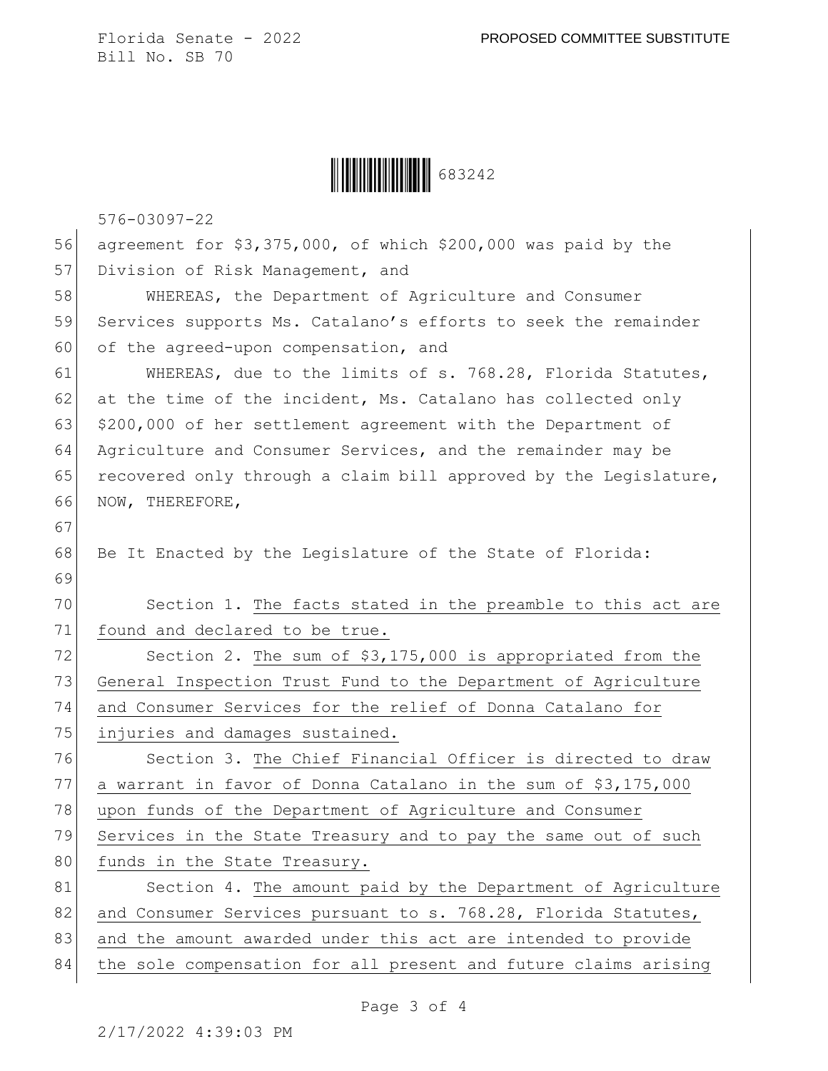agreement for $3,375,000, of which $200,000 was paid by the Division of Risk Management, and

WHEREAS, the Department of Agriculture and Consumer Services supports Ms. Catalano's efforts to seek the remainder of the agreed-upon compensation, and

WHEREAS, due to the limits of s. 768.28, Florida Statutes, at the time of the incident, Ms. Catalano has collected only $200,000 of her settlement agreement with the Department of Agriculture and Consumer Services, and the remainder may be recovered only through a claim bill approved by the Legislature, NOW, THEREFORE,

Be It Enacted by the Legislature of the State of Florida:

Section 1. The facts stated in the preamble to this act are found and declared to be true.

Section 2. The sum of $3,175,000 is appropriated from the General Inspection Trust Fund to the Department of Agriculture and Consumer Services for the relief of Donna Catalano for injuries and damages sustained.

Section 3. The Chief Financial Officer is directed to draw a warrant in favor of Donna Catalano in the sum of $3,175,000 upon funds of the Department of Agriculture and Consumer Services in the State Treasury and to pay the same out of such funds in the State Treasury.

Section 4. The amount paid by the Department of Agriculture and Consumer Services pursuant to s. 768.28, Florida Statutes, and the amount awarded under this act are intended to provide the sole compensation for all present and future claims arising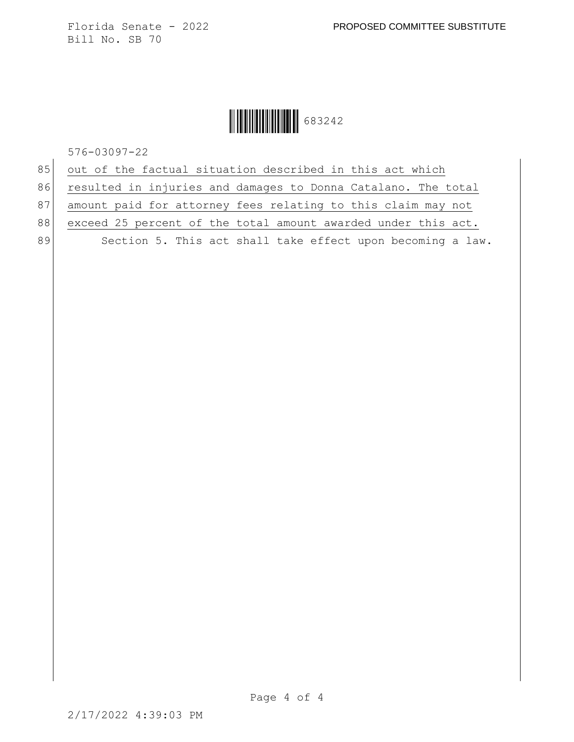out of the factual situation described in this act which resulted in injuries and damages to Donna Catalano. The total amount paid for attorney fees relating to this claim may not exceed 25 percent of the total amount awarded under this act.

Section 5. This act shall take effect upon becoming a law.